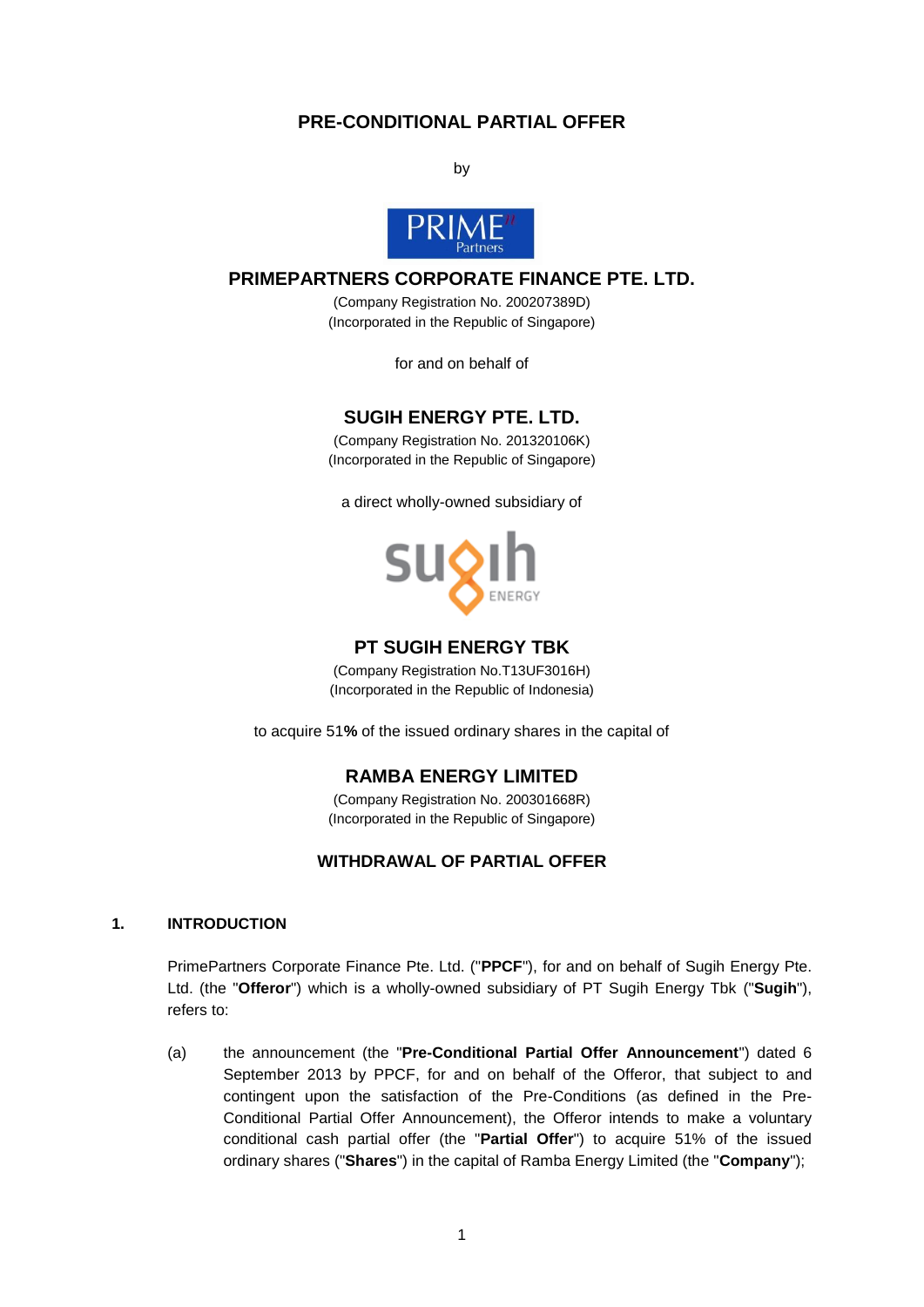# PRE-CONDITIONAL PARTIAL OFFER

by

## PRIMEPARTNERS CORPORATE FINANCE PTE. LTD.

(Company Registration No. 200207389D)
(Incorporated in the Republic of Singapore)

for and on behalf of

## SUGIH ENERGY PTE. LTD.

(Company Registration No. 201320106K)
(Incorporated in the Republic of Singapore)

a direct wholly-owned subsidiary of

## PT SUGIH ENERGY TBK

(Company Registration No.T13UF3016H)
(Incorporated in the Republic of Indonesia)

to acquire 51**%** of the issued ordinary shares in the capital of

## RAMBA ENERGY LIMITED

(Company Registration No. 200301668R)
(Incorporated in the Republic of Singapore)

## WITHDRAWAL OF PARTIAL OFFER

### 1. INTRODUCTION

PrimePartners Corporate Finance Pte. Ltd. ("**PPCF**"), for and on behalf of Sugih Energy Pte. Ltd. (the "**Offeror**") which is a wholly-owned subsidiary of PT Sugih Energy Tbk ("**Sugih**"), refers to:

(a) the announcement (the "**Pre-Conditional Partial Offer Announcement**") dated 6 September 2013 by PPCF, for and on behalf of the Offeror, that subject to and contingent upon the satisfaction of the Pre-Conditions (as defined in the Pre-Conditional Partial Offer Announcement), the Offeror intends to make a voluntary conditional cash partial offer (the "**Partial Offer**") to acquire 51% of the issued ordinary shares ("**Shares**") in the capital of Ramba Energy Limited (the "**Company**");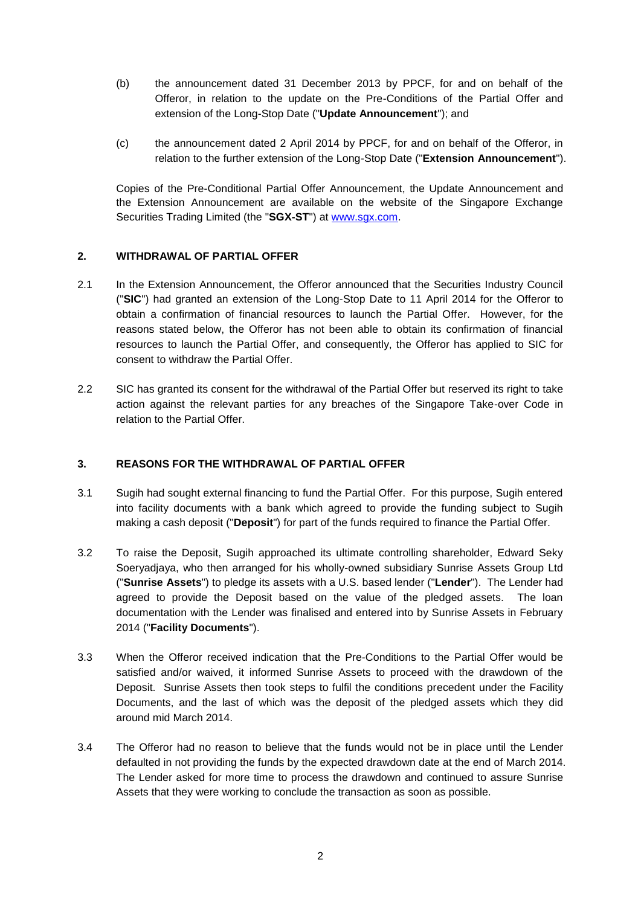(b) the announcement dated 31 December 2013 by PPCF, for and on behalf of the Offeror, in relation to the update on the Pre-Conditions of the Partial Offer and extension of the Long-Stop Date ("**Update Announcement**"); and

(c) the announcement dated 2 April 2014 by PPCF, for and on behalf of the Offeror, in relation to the further extension of the Long-Stop Date ("**Extension Announcement**").

Copies of the Pre-Conditional Partial Offer Announcement, the Update Announcement and the Extension Announcement are available on the website of the Singapore Exchange Securities Trading Limited (the "**SGX-ST**") at www.sgx.com.

## 2. WITHDRAWAL OF PARTIAL OFFER

2.1 In the Extension Announcement, the Offeror announced that the Securities Industry Council ("**SIC**") had granted an extension of the Long-Stop Date to 11 April 2014 for the Offeror to obtain a confirmation of financial resources to launch the Partial Offer. However, for the reasons stated below, the Offeror has not been able to obtain its confirmation of financial resources to launch the Partial Offer, and consequently, the Offeror has applied to SIC for consent to withdraw the Partial Offer.

2.2 SIC has granted its consent for the withdrawal of the Partial Offer but reserved its right to take action against the relevant parties for any breaches of the Singapore Take-over Code in relation to the Partial Offer.

## 3. REASONS FOR THE WITHDRAWAL OF PARTIAL OFFER

3.1 Sugih had sought external financing to fund the Partial Offer. For this purpose, Sugih entered into facility documents with a bank which agreed to provide the funding subject to Sugih making a cash deposit ("**Deposit**") for part of the funds required to finance the Partial Offer.

3.2 To raise the Deposit, Sugih approached its ultimate controlling shareholder, Edward Seky Soeryadjaya, who then arranged for his wholly-owned subsidiary Sunrise Assets Group Ltd ("**Sunrise Assets**") to pledge its assets with a U.S. based lender ("**Lender**"). The Lender had agreed to provide the Deposit based on the value of the pledged assets. The loan documentation with the Lender was finalised and entered into by Sunrise Assets in February 2014 ("**Facility Documents**").

3.3 When the Offeror received indication that the Pre-Conditions to the Partial Offer would be satisfied and/or waived, it informed Sunrise Assets to proceed with the drawdown of the Deposit. Sunrise Assets then took steps to fulfil the conditions precedent under the Facility Documents, and the last of which was the deposit of the pledged assets which they did around mid March 2014.

3.4 The Offeror had no reason to believe that the funds would not be in place until the Lender defaulted in not providing the funds by the expected drawdown date at the end of March 2014. The Lender asked for more time to process the drawdown and continued to assure Sunrise Assets that they were working to conclude the transaction as soon as possible.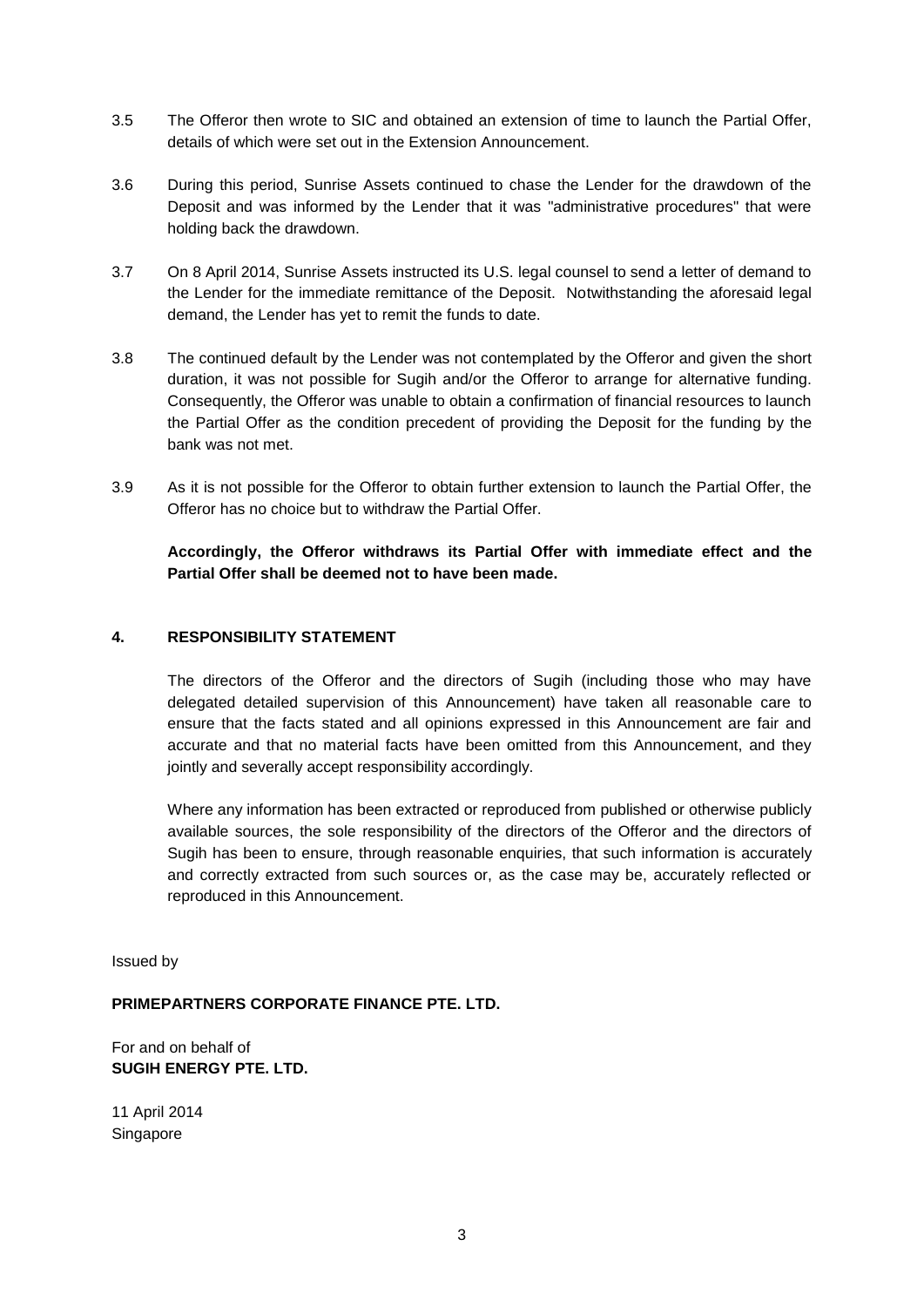3.5 The Offeror then wrote to SIC and obtained an extension of time to launch the Partial Offer, details of which were set out in the Extension Announcement.

3.6 During this period, Sunrise Assets continued to chase the Lender for the drawdown of the Deposit and was informed by the Lender that it was "administrative procedures" that were holding back the drawdown.

3.7 On 8 April 2014, Sunrise Assets instructed its U.S. legal counsel to send a letter of demand to the Lender for the immediate remittance of the Deposit. Notwithstanding the aforesaid legal demand, the Lender has yet to remit the funds to date.

3.8 The continued default by the Lender was not contemplated by the Offeror and given the short duration, it was not possible for Sugih and/or the Offeror to arrange for alternative funding. Consequently, the Offeror was unable to obtain a confirmation of financial resources to launch the Partial Offer as the condition precedent of providing the Deposit for the funding by the bank was not met.

3.9 As it is not possible for the Offeror to obtain further extension to launch the Partial Offer, the Offeror has no choice but to withdraw the Partial Offer.

**Accordingly, the Offeror withdraws its Partial Offer with immediate effect and the Partial Offer shall be deemed not to have been made.**

## 4. RESPONSIBILITY STATEMENT

The directors of the Offeror and the directors of Sugih (including those who may have delegated detailed supervision of this Announcement) have taken all reasonable care to ensure that the facts stated and all opinions expressed in this Announcement are fair and accurate and that no material facts have been omitted from this Announcement, and they jointly and severally accept responsibility accordingly.

Where any information has been extracted or reproduced from published or otherwise publicly available sources, the sole responsibility of the directors of the Offeror and the directors of Sugih has been to ensure, through reasonable enquiries, that such information is accurately and correctly extracted from such sources or, as the case may be, accurately reflected or reproduced in this Announcement.

Issued by

**PRIMEPARTNERS CORPORATE FINANCE PTE. LTD.**

For and on behalf of
**SUGIH ENERGY PTE. LTD.**

11 April 2014
Singapore